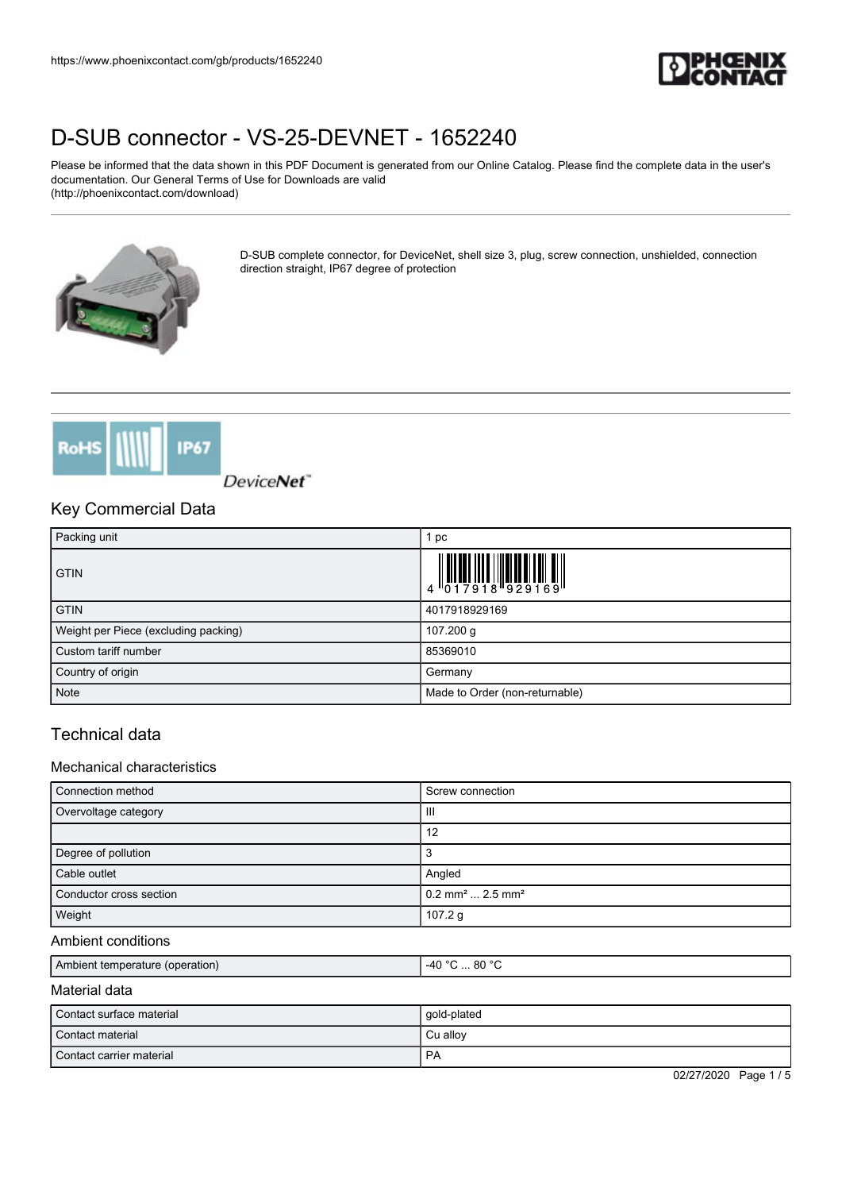https://www.phoenixcontact.com/gb/products/1652240

# D-SUB connector - VS-25-DEVNET - 1652240

Please be informed that the data shown in this PDF Document is generated from our Online Catalog. Please find the complete data in the user's documentation. Our General Terms of Use for Downloads are valid (http://phoenixcontact.com/download)

D-SUB complete connector, for DeviceNet, shell size 3, plug, screw connection, unshielded, connection direction straight, IP67 degree of protection

## Key Commercial Data

| | |
|---|---|
| Packing unit | 1 pc |
| GTIN | 4 017918 929169 |
| GTIN | 4017918929169 |
| Weight per Piece (excluding packing) | 107.200 g |
| Custom tariff number | 85369010 |
| Country of origin | Germany |
| Note | Made to Order (non-returnable) |

## Technical data

### Mechanical characteristics

| | |
|---|---|
| Connection method | Screw connection |
| Overvoltage category | III |
| | 12 |
| Degree of pollution | 3 |
| Cable outlet | Angled |
| Conductor cross section | 0.2 mm² ... 2.5 mm² |
| Weight | 107.2 g |

### Ambient conditions

| | |
|---|---|
| Ambient temperature (operation) | -40 °C ... 80 °C |

### Material data

| | |
|---|---|
| Contact surface material | gold-plated |
| Contact material | Cu alloy |
| Contact carrier material | PA |

02/27/2020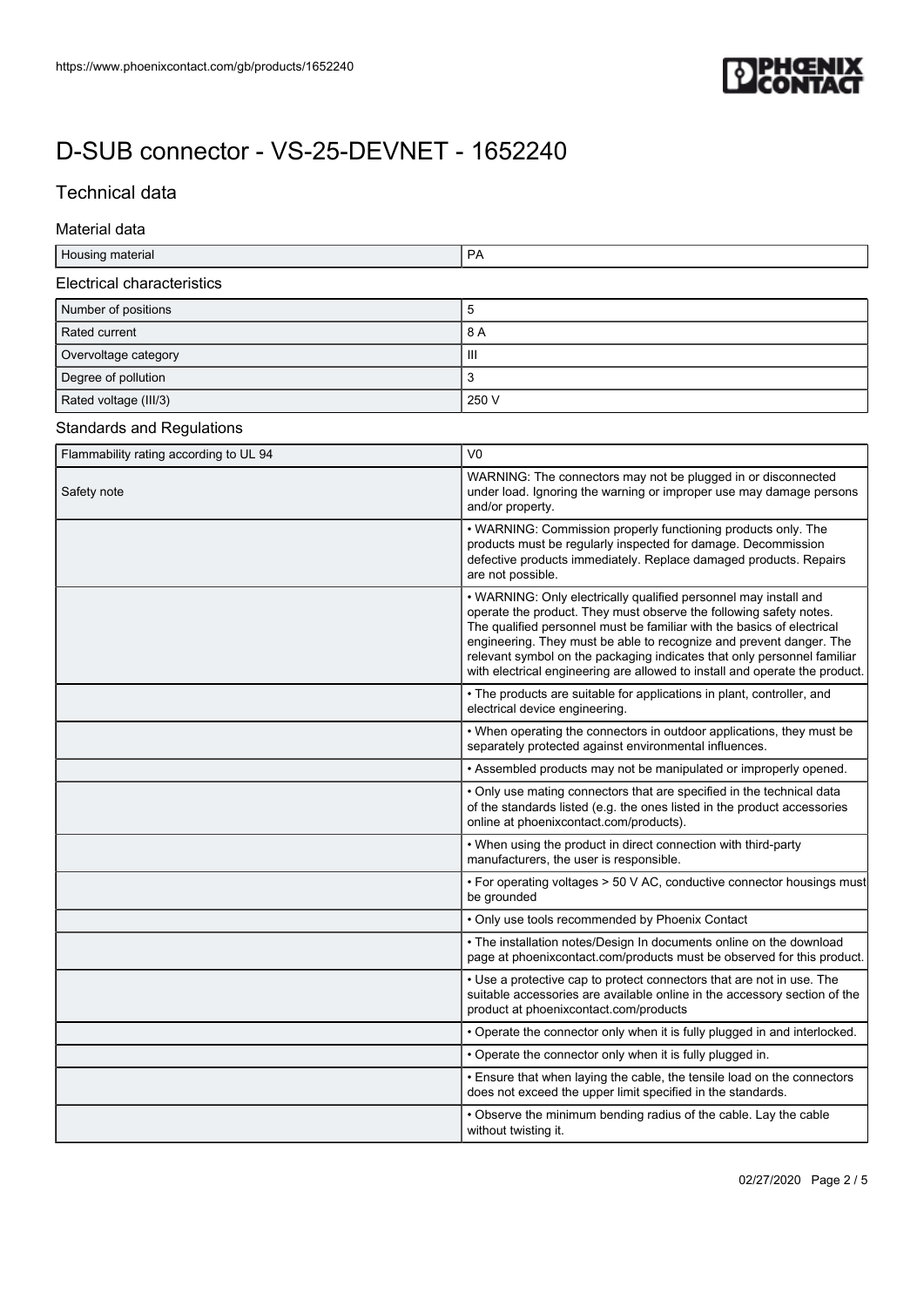https://www.phoenixcontact.com/gb/products/1652240

# D-SUB connector - VS-25-DEVNET - 1652240

## Technical data

### Material data

| | |
|---|---|
| Housing material | PA |

### Electrical characteristics

| | |
|---|---|
| Number of positions | 5 |
| Rated current | 8 A |
| Overvoltage category | III |
| Degree of pollution | 3 |
| Rated voltage (III/3) | 250 V |

### Standards and Regulations

| | |
|---|---|
| Flammability rating according to UL 94 | V0 |
| Safety note | WARNING: The connectors may not be plugged in or disconnected under load. Ignoring the warning or improper use may damage persons and/or property. |
| | • WARNING: Commission properly functioning products only. The products must be regularly inspected for damage. Decommission defective products immediately. Replace damaged products. Repairs are not possible. |
| | • WARNING: Only electrically qualified personnel may install and operate the product. They must observe the following safety notes. The qualified personnel must be familiar with the basics of electrical engineering. They must be able to recognize and prevent danger. The relevant symbol on the packaging indicates that only personnel familiar with electrical engineering are allowed to install and operate the product. |
| | • The products are suitable for applications in plant, controller, and electrical device engineering. |
| | • When operating the connectors in outdoor applications, they must be separately protected against environmental influences. |
| | • Assembled products may not be manipulated or improperly opened. |
| | • Only use mating connectors that are specified in the technical data of the standards listed (e.g. the ones listed in the product accessories online at phoenixcontact.com/products). |
| | • When using the product in direct connection with third-party manufacturers, the user is responsible. |
| | • For operating voltages > 50 V AC, conductive connector housings must be grounded |
| | • Only use tools recommended by Phoenix Contact |
| | • The installation notes/Design In documents online on the download page at phoenixcontact.com/products must be observed for this product. |
| | • Use a protective cap to protect connectors that are not in use. The suitable accessories are available online in the accessory section of the product at phoenixcontact.com/products |
| | • Operate the connector only when it is fully plugged in and interlocked. |
| | • Operate the connector only when it is fully plugged in. |
| | • Ensure that when laying the cable, the tensile load on the connectors does not exceed the upper limit specified in the standards. |
| | • Observe the minimum bending radius of the cable. Lay the cable without twisting it. |

02/27/2020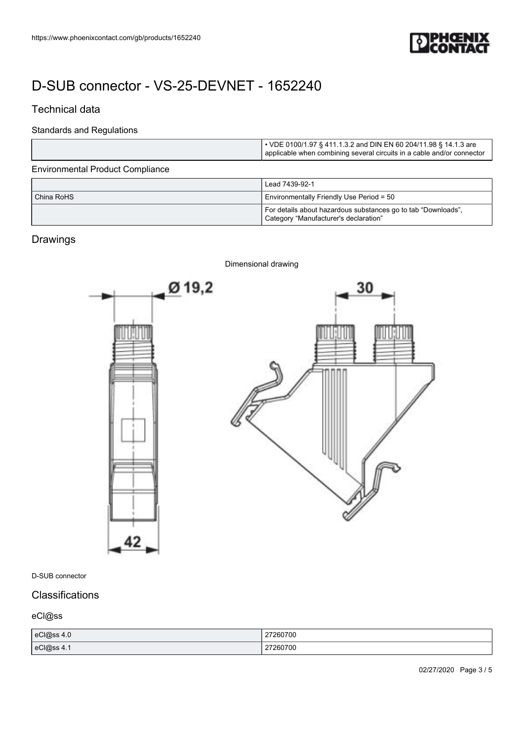# D-SUB connector - VS-25-DEVNET - 1652240

## Technical data

### Standards and Regulations

| | |
|---|---|
| | • VDE 0100/1.97 § 411.1.3.2 and DIN EN 60 204/11.98 § 14.1.3 are applicable when combining several circuits in a cable and/or connector |

### Environmental Product Compliance

| | |
|---|---|
| | Lead 7439-92-1 |
| China RoHS | Environmentally Friendly Use Period = 50 |
| | For details about hazardous substances go to tab "Downloads", Category "Manufacturer's declaration" |

## Drawings

Dimensional drawing

Ø 19,2

30

42

D-SUB connector

## Classifications

### eCl@ss

| | |
|---|---|
| eCl@ss 4.0 | 27260700 |
| eCl@ss 4.1 | 27260700 |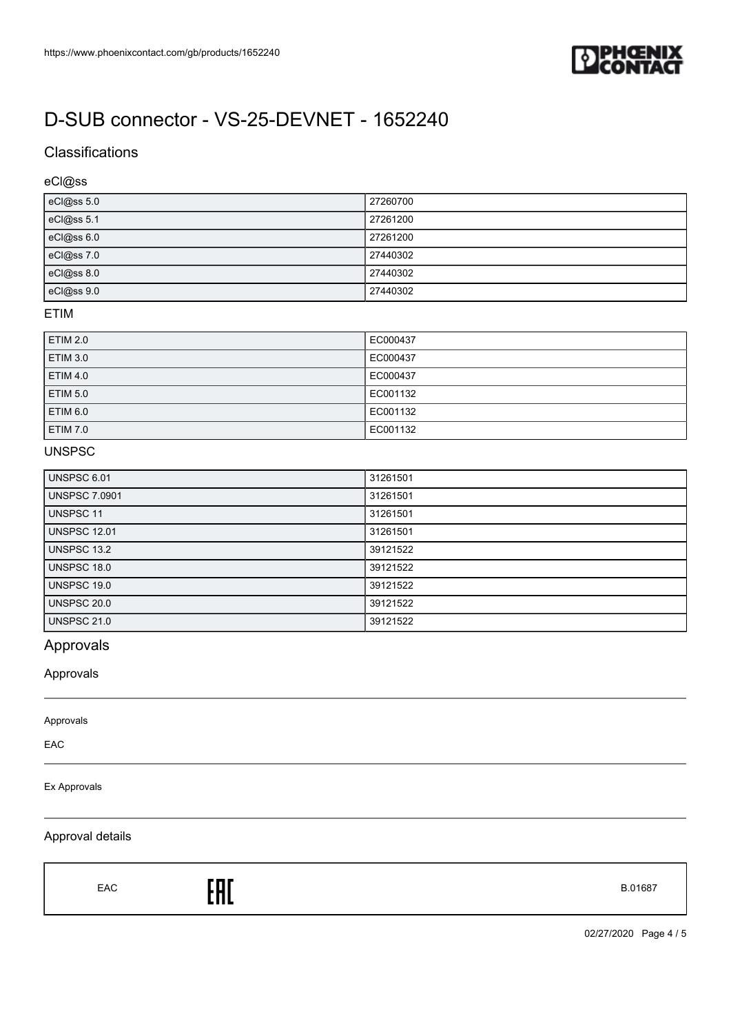# D-SUB connector - VS-25-DEVNET - 1652240

## Classifications

### eCl@ss

| | |
|---|---|
| eCl@ss 5.0 | 27260700 |
| eCl@ss 5.1 | 27261200 |
| eCl@ss 6.0 | 27261200 |
| eCl@ss 7.0 | 27440302 |
| eCl@ss 8.0 | 27440302 |
| eCl@ss 9.0 | 27440302 |

### ETIM

| | |
|---|---|
| ETIM 2.0 | EC000437 |
| ETIM 3.0 | EC000437 |
| ETIM 4.0 | EC000437 |
| ETIM 5.0 | EC001132 |
| ETIM 6.0 | EC001132 |
| ETIM 7.0 | EC001132 |

### UNSPSC

| | |
|---|---|
| UNSPSC 6.01 | 31261501 |
| UNSPSC 7.0901 | 31261501 |
| UNSPSC 11 | 31261501 |
| UNSPSC 12.01 | 31261501 |
| UNSPSC 13.2 | 39121522 |
| UNSPSC 18.0 | 39121522 |
| UNSPSC 19.0 | 39121522 |
| UNSPSC 20.0 | 39121522 |
| UNSPSC 21.0 | 39121522 |

## Approvals

### Approvals

Approvals

EAC

Ex Approvals

### Approval details

| | | |
|---|---|---|
| EAC | EAC | B.01687 |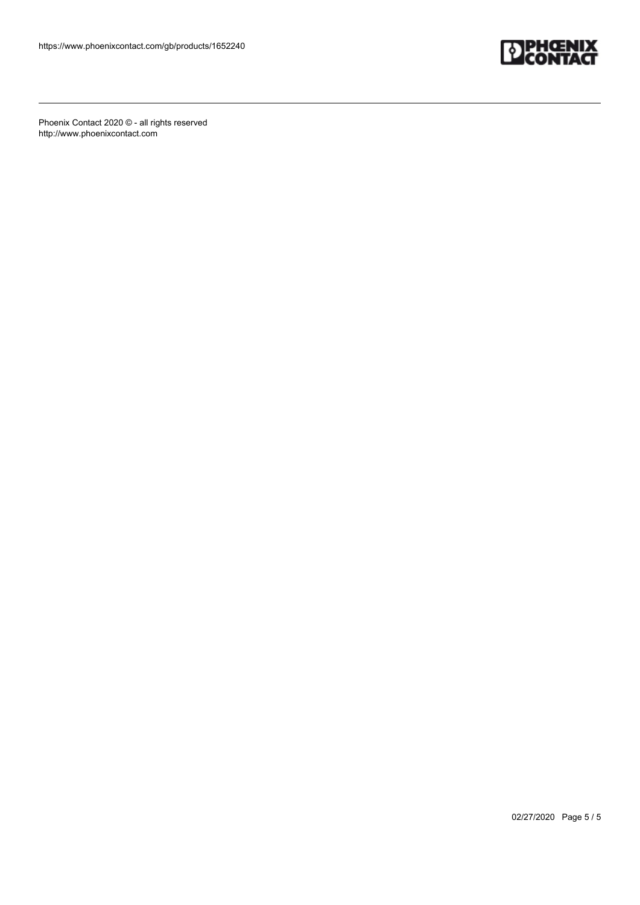Phoenix Contact 2020 © - all rights reserved
http://www.phoenixcontact.com